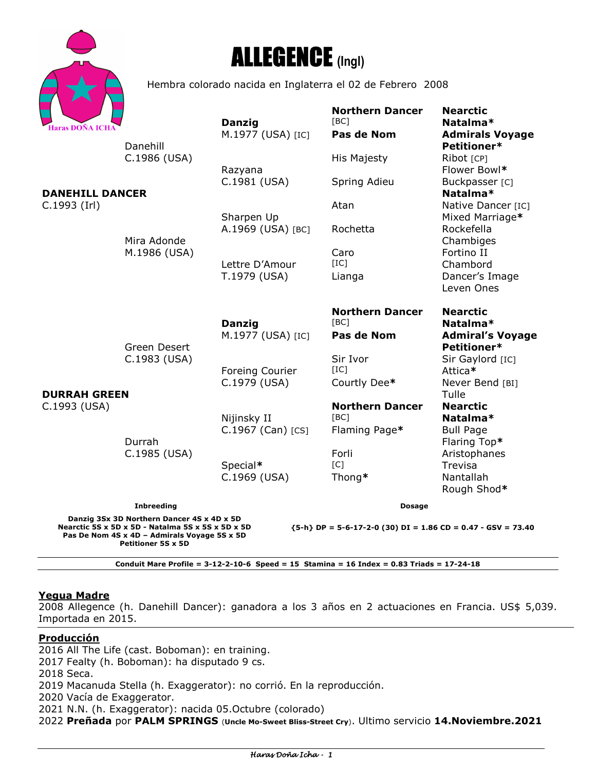# ALLEGENCE (Ingl)

Hembra colorado nacida en Inglaterra el 02 de Febrero 2008

Haras DOÑA ICHA

| | | | |
|---|---|---|---|
| **DANEHILL DANCER** C.1993 (Irl) | Danehill C.1986 (USA) | **Danzig** M.1977 (USA) [IC] | **Northern Dancer** [BC] |
| | | | **Nearctic** |
| | | | **Natalma*** |
| | | | **Pas de Nom** |
| | | | **Admirals Voyage** |
| | | | **Petitioner*** |
| | | Razyana C.1981 (USA) | His Majesty |
| | | | Ribot [CP] |
| | | | Flower Bowl* |
| | | | Spring Adieu |
| | | | Buckpasser [C] |
| | | | **Natalma*** |
| | Mira Adonde M.1986 (USA) | Sharpen Up A.1969 (USA) [BC] | Atan |
| | | | Native Dancer [IC] |
| | | | Mixed Marriage* |
| | | | Rochetta |
| | | | Rockefella |
| | | | Chambiges |
| | | Lettre D'Amour T.1979 (USA) | Caro [IC] |
| | | | Fortino II |
| | | | Chambord |
| | | | Lianga |
| | | | Dancer's Image |
| | | | Leven Ones |
| **DURRAH GREEN** C.1993 (USA) | Green Desert C.1983 (USA) | **Danzig** M.1977 (USA) [IC] | **Northern Dancer** [BC] |
| | | | **Nearctic** |
| | | | **Natalma*** |
| | | | **Pas de Nom** |
| | | | **Admiral's Voyage** |
| | | | **Petitioner*** |
| | | Foreing Courier C.1979 (USA) | Sir Ivor [IC] |
| | | | Sir Gaylord [IC] |
| | | | Attica* |
| | | | Courtly Dee* |
| | | | Never Bend [BI] |
| | | | Tulle |
| | Durrah C.1985 (USA) | Nijinsky II C.1967 (Can) [CS] | **Northern Dancer** [BC] |
| | | | **Nearctic** |
| | | | **Natalma*** |
| | | | Flaming Page* |
| | | | Bull Page |
| | | | Flaring Top* |
| | | Special* C.1969 (USA) | Forli [C] |
| | | | Aristophanes |
| | | | Trevisa |
| | | | Thong* |
| | | | Nantallah |
| | | | Rough Shod* |

**Inbreeding**

**Danzig 3Sx 3D Northern Dancer 4S x 4D x 5D**
**Nearctic 5S x 5D x 5D - Natalma 5S x 5S x 5D x 5D**
**Pas De Nom 4S x 4D – Admirals Voyage 5S x 5D**
**Petitioner 5S x 5D**

**Dosage**

**{5-h} DP = 5-6-17-2-0 (30) DI = 1.86 CD = 0.47 - GSV = 73.40**

**Conduit Mare Profile = 3-12-2-10-6 Speed = 15 Stamina = 16 Index = 0.83 Triads = 17-24-18**

## Yegua Madre

2008 Allegence (h. Danehill Dancer): ganadora a los 3 años en 2 actuaciones en Francia. US$ 5,039. Importada en 2015.

## Producción

2016 All The Life (cast. Boboman): en training.
2017 Fealty (h. Boboman): ha disputado 9 cs.
2018 Seca.
2019 Macanuda Stella (h. Exaggerator): no corrió. En la reproducción.
2020 Vacía de Exaggerator.
2021 N.N. (h. Exaggerator): nacida 05.Octubre (colorado)
2022 **Preñada** por **PALM SPRINGS** (**Uncle Mo-Sweet Bliss-Street Cry**). Ultimo servicio **14.Noviembre.2021**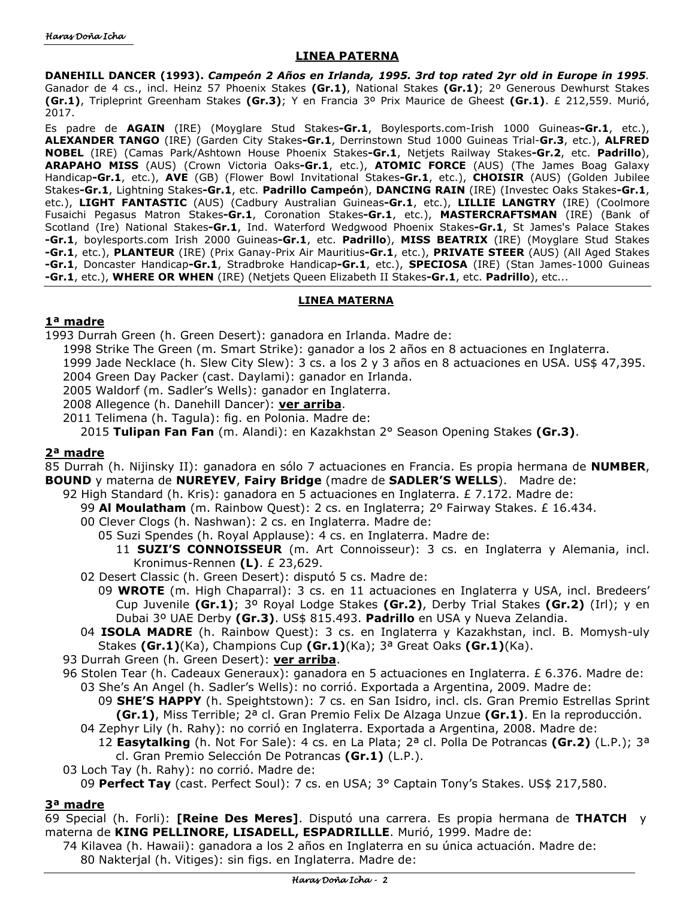## LINEA PATERNA

**DANEHILL DANCER (1993).** ***Campeón 2 Años en Irlanda, 1995. 3rd top rated 2yr old in Europe in 1995.*** Ganador de 4 cs., incl. Heinz 57 Phoenix Stakes **(Gr.1)**, National Stakes **(Gr.1)**; 2º Generous Dewhurst Stakes **(Gr.1)**, Tripleprint Greenham Stakes **(Gr.3)**; Y en Francia 3º Prix Maurice de Gheest **(Gr.1)**. £ 212,559. Murió, 2017.

Es padre de **AGAIN** (IRE) (Moyglare Stud Stakes**-Gr.1**, Boylesports.com-Irish 1000 Guineas**-Gr.1**, etc.), **ALEXANDER TANGO** (IRE) (Garden City Stakes**-Gr.1**, Derrinstown Stud 1000 Guineas Trial-**Gr.3**, etc.), **ALFRED NOBEL** (IRE) (Camas Park/Ashtown House Phoenix Stakes**-Gr.1**, Netjets Railway Stakes**-Gr.2**, etc. **Padrillo**), **ARAPAHO MISS** (AUS) (Crown Victoria Oaks**-Gr.1**, etc.), **ATOMIC FORCE** (AUS) (The James Boag Galaxy Handicap**-Gr.1**, etc.), **AVE** (GB) (Flower Bowl Invitational Stakes**-Gr.1**, etc.), **CHOISIR** (AUS) (Golden Jubilee Stakes**-Gr.1**, Lightning Stakes**-Gr.1**, etc. **Padrillo Campeón**), **DANCING RAIN** (IRE) (Investec Oaks Stakes**-Gr.1**, etc.), **LIGHT FANTASTIC** (AUS) (Cadbury Australian Guineas**-Gr.1**, etc.), **LILLIE LANGTRY** (IRE) (Coolmore Fusaichi Pegasus Matron Stakes**-Gr.1**, Coronation Stakes**-Gr.1**, etc.), **MASTERCRAFTSMAN** (IRE) (Bank of Scotland (Ire) National Stakes**-Gr.1**, Ind. Waterford Wedgwood Phoenix Stakes**-Gr.1**, St James's Palace Stakes **-Gr.1**, boylesports.com Irish 2000 Guineas**-Gr.1**, etc. **Padrillo**), **MISS BEATRIX** (IRE) (Moyglare Stud Stakes **-Gr.1**, etc.), **PLANTEUR** (IRE) (Prix Ganay-Prix Air Mauritius**-Gr.1**, etc.), **PRIVATE STEER** (AUS) (All Aged Stakes **-Gr.1**, Doncaster Handicap**-Gr.1**, Stradbroke Handicap**-Gr.1**, etc.), **SPECIOSA** (IRE) (Stan James-1000 Guineas **-Gr.1**, etc.), **WHERE OR WHEN** (IRE) (Netjets Queen Elizabeth II Stakes**-Gr.1**, etc. **Padrillo**), etc...

## LINEA MATERNA

### 1ª madre

1993 Durrah Green (h. Green Desert): ganadora en Irlanda. Madre de:

- 1998 Strike The Green (m. Smart Strike): ganador a los 2 años en 8 actuaciones en Inglaterra.
- 1999 Jade Necklace (h. Slew City Slew): 3 cs. a los 2 y 3 años en 8 actuaciones en USA. US$ 47,395.
- 2004 Green Day Packer (cast. Daylami): ganador en Irlanda.
- 2005 Waldorf (m. Sadler's Wells): ganador en Inglaterra.
- 2008 Allegence (h. Danehill Dancer): **ver arriba**.
- 2011 Telimena (h. Tagula): fig. en Polonia. Madre de:
  - 2015 **Tulipan Fan Fan** (m. Alandi): en Kazakhstan 2° Season Opening Stakes **(Gr.3)**.

### 2ª madre

85 Durrah (h. Nijinsky II): ganadora en sólo 7 actuaciones en Francia. Es propia hermana de **NUMBER**, **BOUND** y materna de **NUREYEV**, **Fairy Bridge** (madre de **SADLER'S WELLS**). Madre de:

- 92 High Standard (h. Kris): ganadora en 5 actuaciones en Inglaterra. £ 7.172. Madre de:
  - 99 **Al Moulatham** (m. Rainbow Quest): 2 cs. en Inglaterra; 2º Fairway Stakes. £ 16.434.
  - 00 Clever Clogs (h. Nashwan): 2 cs. en Inglaterra. Madre de:
    - 05 Suzi Spendes (h. Royal Applause): 4 cs. en Inglaterra. Madre de:
      - 11 **SUZI'S CONNOISSEUR** (m. Art Connoisseur): 3 cs. en Inglaterra y Alemania, incl. Kronimus-Rennen **(L)**. £ 23,629.
  - 02 Desert Classic (h. Green Desert): disputó 5 cs. Madre de:
    - 09 **WROTE** (m. High Chaparral): 3 cs. en 11 actuaciones en Inglaterra y USA, incl. Bredeers' Cup Juvenile **(Gr.1)**; 3º Royal Lodge Stakes **(Gr.2)**, Derby Trial Stakes **(Gr.2)** (Irl); y en Dubai 3º UAE Derby **(Gr.3)**. US$ 815.493. **Padrillo** en USA y Nueva Zelandia.
  - 04 **ISOLA MADRE** (h. Rainbow Quest): 3 cs. en Inglaterra y Kazakhstan, incl. B. Momysh-uly Stakes **(Gr.1)**(Ka), Champions Cup **(Gr.1)**(Ka); 3ª Great Oaks **(Gr.1)**(Ka).
- 93 Durrah Green (h. Green Desert): **ver arriba**.
- 96 Stolen Tear (h. Cadeaux Generaux): ganadora en 5 actuaciones en Inglaterra. £ 6.376. Madre de:
  - 03 She's An Angel (h. Sadler's Wells): no corrió. Exportada a Argentina, 2009. Madre de:
    - 09 **SHE'S HAPPY** (h. Speightstown): 7 cs. en San Isidro, incl. cls. Gran Premio Estrellas Sprint **(Gr.1)**, Miss Terrible; 2ª cl. Gran Premio Felix De Alzaga Unzue **(Gr.1)**. En la reproducción.
  - 04 Zephyr Lily (h. Rahy): no corrió en Inglaterra. Exportada a Argentina, 2008. Madre de:
    - 12 **Easytalking** (h. Not For Sale): 4 cs. en La Plata; 2ª cl. Polla De Potrancas **(Gr.2)** (L.P.); 3ª cl. Gran Premio Selección De Potrancas **(Gr.1)** (L.P.).
- 03 Loch Tay (h. Rahy): no corrió. Madre de:
  - 09 **Perfect Tay** (cast. Perfect Soul): 7 cs. en USA; 3° Captain Tony's Stakes. US$ 217,580.

### 3ª madre

69 Special (h. Forli): **[Reine Des Meres]**. Disputó una carrera. Es propia hermana de **THATCH** y materna de **KING PELLINORE, LISADELL, ESPADRILLLE**. Murió, 1999. Madre de:

- 74 Kilavea (h. Hawaii): ganadora a los 2 años en Inglaterra en su única actuación. Madre de:
  - 80 Nakterjal (h. Vitiges): sin figs. en Inglaterra. Madre de: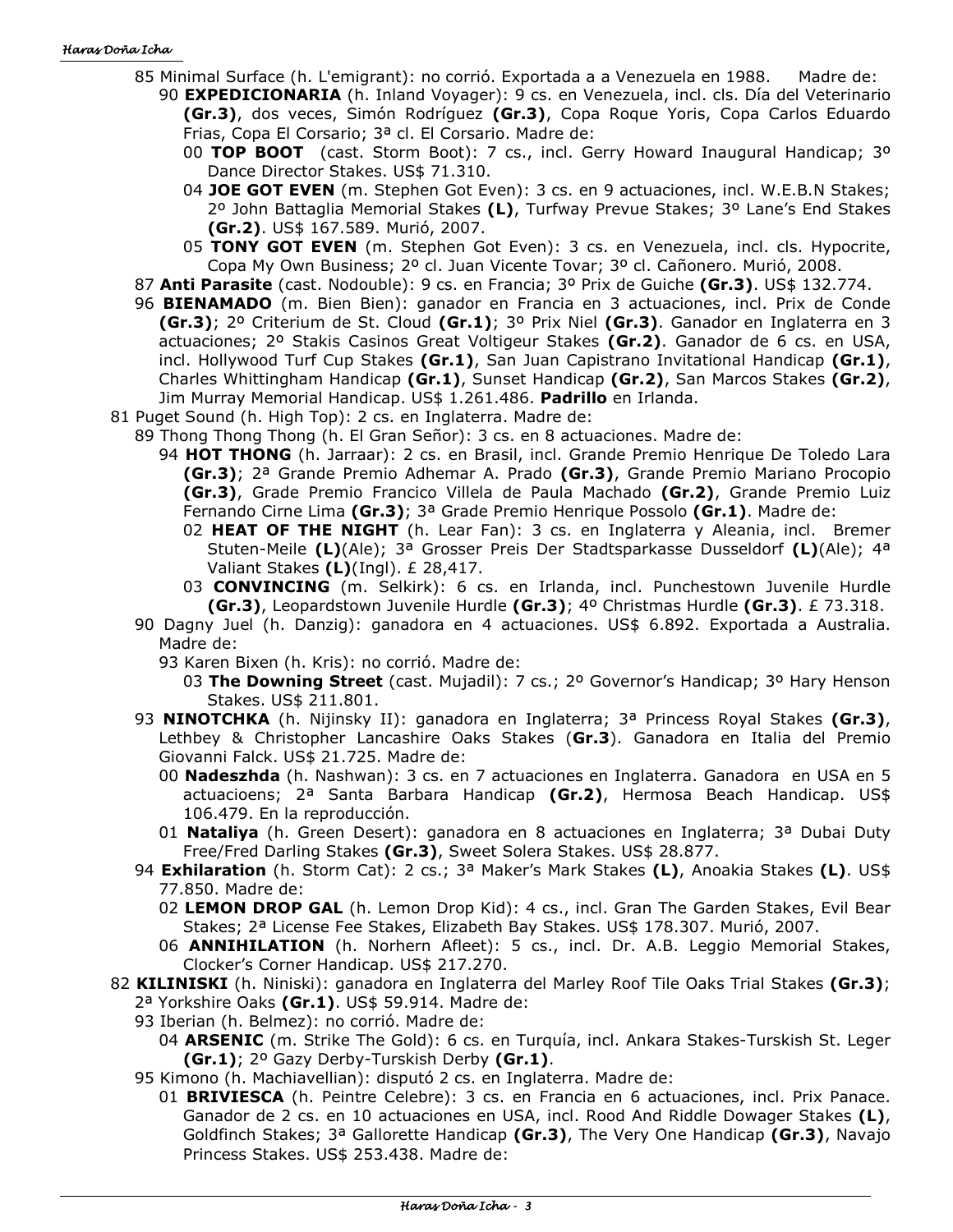85 Minimal Surface (h. L'emigrant): no corrió. Exportada a a Venezuela en 1988. Madre de:

90 **EXPEDICIONARIA** (h. Inland Voyager): 9 cs. en Venezuela, incl. cls. Día del Veterinario **(Gr.3)**, dos veces, Simón Rodríguez **(Gr.3)**, Copa Roque Yoris, Copa Carlos Eduardo Frias, Copa El Corsario; 3ª cl. El Corsario. Madre de:

00 **TOP BOOT** (cast. Storm Boot): 7 cs., incl. Gerry Howard Inaugural Handicap; 3º Dance Director Stakes. US$ 71.310.

04 **JOE GOT EVEN** (m. Stephen Got Even): 3 cs. en 9 actuaciones, incl. W.E.B.N Stakes; 2º John Battaglia Memorial Stakes **(L)**, Turfway Prevue Stakes; 3º Lane's End Stakes **(Gr.2)**. US$ 167.589. Murió, 2007.

05 **TONY GOT EVEN** (m. Stephen Got Even): 3 cs. en Venezuela, incl. cls. Hypocrite, Copa My Own Business; 2º cl. Juan Vicente Tovar; 3º cl. Cañonero. Murió, 2008.

87 **Anti Parasite** (cast. Nodouble): 9 cs. en Francia; 3º Prix de Guiche **(Gr.3)**. US$ 132.774.

96 **BIENAMADO** (m. Bien Bien): ganador en Francia en 3 actuaciones, incl. Prix de Conde **(Gr.3)**; 2º Criterium de St. Cloud **(Gr.1)**; 3º Prix Niel **(Gr.3)**. Ganador en Inglaterra en 3 actuaciones; 2º Stakis Casinos Great Voltigeur Stakes **(Gr.2)**. Ganador de 6 cs. en USA, incl. Hollywood Turf Cup Stakes **(Gr.1)**, San Juan Capistrano Invitational Handicap **(Gr.1)**, Charles Whittingham Handicap **(Gr.1)**, Sunset Handicap **(Gr.2)**, San Marcos Stakes **(Gr.2)**, Jim Murray Memorial Handicap. US$ 1.261.486. **Padrillo** en Irlanda.

81 Puget Sound (h. High Top): 2 cs. en Inglaterra. Madre de:

89 Thong Thong Thong (h. El Gran Señor): 3 cs. en 8 actuaciones. Madre de:

94 **HOT THONG** (h. Jarraar): 2 cs. en Brasil, incl. Grande Premio Henrique De Toledo Lara **(Gr.3)**; 2ª Grande Premio Adhemar A. Prado **(Gr.3)**, Grande Premio Mariano Procopio **(Gr.3)**, Grade Premio Francico Villela de Paula Machado **(Gr.2)**, Grande Premio Luiz Fernando Cirne Lima **(Gr.3)**; 3ª Grade Premio Henrique Possolo **(Gr.1)**. Madre de:

02 **HEAT OF THE NIGHT** (h. Lear Fan): 3 cs. en Inglaterra y Aleania, incl. Bremer Stuten-Meile **(L)**(Ale); 3ª Grosser Preis Der Stadtsparkasse Dusseldorf **(L)**(Ale); 4ª Valiant Stakes **(L)**(Ingl). £ 28,417.

03 **CONVINCING** (m. Selkirk): 6 cs. en Irlanda, incl. Punchestown Juvenile Hurdle **(Gr.3)**, Leopardstown Juvenile Hurdle **(Gr.3)**; 4º Christmas Hurdle **(Gr.3)**. £ 73.318.

90 Dagny Juel (h. Danzig): ganadora en 4 actuaciones. US$ 6.892. Exportada a Australia. Madre de:

93 Karen Bixen (h. Kris): no corrió. Madre de:

03 **The Downing Street** (cast. Mujadil): 7 cs.; 2º Governor's Handicap; 3º Hary Henson Stakes. US$ 211.801.

93 **NINOTCHKA** (h. Nijinsky II): ganadora en Inglaterra; 3ª Princess Royal Stakes **(Gr.3)**, Lethbey & Christopher Lancashire Oaks Stakes (**Gr.3**). Ganadora en Italia del Premio Giovanni Falck. US$ 21.725. Madre de:

00 **Nadeszhda** (h. Nashwan): 3 cs. en 7 actuaciones en Inglaterra. Ganadora en USA en 5 actuacioens; 2ª Santa Barbara Handicap **(Gr.2)**, Hermosa Beach Handicap. US$ 106.479. En la reproducción.

01 **Nataliya** (h. Green Desert): ganadora en 8 actuaciones en Inglaterra; 3ª Dubai Duty Free/Fred Darling Stakes **(Gr.3)**, Sweet Solera Stakes. US$ 28.877.

94 **Exhilaration** (h. Storm Cat): 2 cs.; 3ª Maker's Mark Stakes **(L)**, Anoakia Stakes **(L)**. US$ 77.850. Madre de:

02 **LEMON DROP GAL** (h. Lemon Drop Kid): 4 cs., incl. Gran The Garden Stakes, Evil Bear Stakes; 2ª License Fee Stakes, Elizabeth Bay Stakes. US$ 178.307. Murió, 2007.

06 **ANNIHILATION** (h. Norhern Afleet): 5 cs., incl. Dr. A.B. Leggio Memorial Stakes, Clocker's Corner Handicap. US$ 217.270.

82 **KILINISKI** (h. Niniski): ganadora en Inglaterra del Marley Roof Tile Oaks Trial Stakes **(Gr.3)**; 2ª Yorkshire Oaks **(Gr.1)**. US$ 59.914. Madre de:

93 Iberian (h. Belmez): no corrió. Madre de:

04 **ARSENIC** (m. Strike The Gold): 6 cs. en Turquía, incl. Ankara Stakes-Turskish St. Leger **(Gr.1)**; 2º Gazy Derby-Turskish Derby **(Gr.1)**.

95 Kimono (h. Machiavellian): disputó 2 cs. en Inglaterra. Madre de:

01 **BRIVIESCA** (h. Peintre Celebre): 3 cs. en Francia en 6 actuaciones, incl. Prix Panace. Ganador de 2 cs. en 10 actuaciones en USA, incl. Rood And Riddle Dowager Stakes **(L)**, Goldfinch Stakes; 3ª Gallorette Handicap **(Gr.3)**, The Very One Handicap **(Gr.3)**, Navajo Princess Stakes. US$ 253.438. Madre de: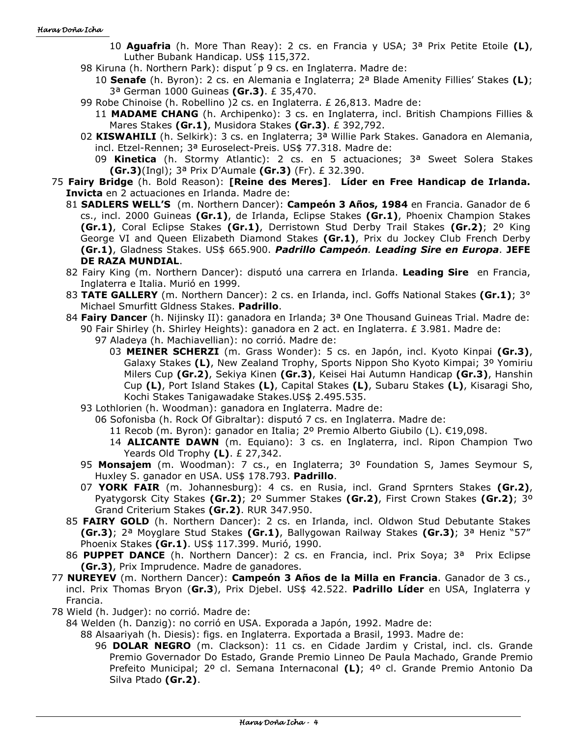- 10 **Aguafria** (h. More Than Reay): 2 cs. en Francia y USA; 3ª Prix Petite Etoile **(L)**, Luther Bubank Handicap. US$ 115,372.
- 98 Kiruna (h. Northern Park): disput´p 9 cs. en Inglaterra. Madre de:
  - 10 **Senafe** (h. Byron): 2 cs. en Alemania e Inglaterra; 2ª Blade Amenity Fillies' Stakes **(L)**; 3ª German 1000 Guineas **(Gr.3)**. £ 35,470.
- 99 Robe Chinoise (h. Robellino )2 cs. en Inglaterra. £ 26,813. Madre de:
  - 11 **MADAME CHANG** (h. Archipenko): 3 cs. en Inglaterra, incl. British Champions Fillies & Mares Stakes **(Gr.1)**, Musidora Stakes **(Gr.3)**. £ 392,792.
- 02 **KISWAHILI** (h. Selkirk): 3 cs. en Inglaterra; 3ª Willie Park Stakes. Ganadora en Alemania, incl. Etzel-Rennen; 3ª Euroselect-Preis. US$ 77.318. Madre de:
  - 09 **Kinetica** (h. Stormy Atlantic): 2 cs. en 5 actuaciones; 3ª Sweet Solera Stakes **(Gr.3)**(Ingl); 3ª Prix D'Aumale **(Gr.3)** (Fr). £ 32.390.

75 **Fairy Bridge** (h. Bold Reason): **[Reine des Meres]**. **Líder en Free Handicap de Irlanda. Invicta** en 2 actuaciones en Irlanda. Madre de:

- 81 **SADLERS WELL'S** (m. Northern Dancer): **Campeón 3 Años, 1984** en Francia. Ganador de 6 cs., incl. 2000 Guineas **(Gr.1)**, de Irlanda, Eclipse Stakes **(Gr.1)**, Phoenix Champion Stakes **(Gr.1)**, Coral Eclipse Stakes **(Gr.1)**, Derristown Stud Derby Trail Stakes **(Gr.2)**; 2º King George VI and Queen Elizabeth Diamond Stakes **(Gr.1)**, Prix du Jockey Club French Derby **(Gr.1)**, Gladness Stakes. US$ 665.900. ***Padrillo Campeón***. ***Leading Sire en Europa***. **JEFE DE RAZA MUNDIAL**.
- 82 Fairy King (m. Northern Dancer): disputó una carrera en Irlanda. **Leading Sire** en Francia, Inglaterra e Italia. Murió en 1999.
- 83 **TATE GALLERY** (m. Northern Dancer): 2 cs. en Irlanda, incl. Goffs National Stakes **(Gr.1)**; 3° Michael Smurfitt Gldness Stakes. **Padrillo**.
- 84 **Fairy Dancer** (h. Nijinsky II): ganadora en Irlanda; 3ª One Thousand Guineas Trial. Madre de:
  - 90 Fair Shirley (h. Shirley Heights): ganadora en 2 act. en Inglaterra. £ 3.981. Madre de:
    - 97 Aladeya (h. Machiavellian): no corrió. Madre de:
      - 03 **MEINER SCHERZI** (m. Grass Wonder): 5 cs. en Japón, incl. Kyoto Kinpai **(Gr.3)**, Galaxy Stakes **(L)**, New Zealand Trophy, Sports Nippon Sho Kyoto Kimpai; 3º Yomiriu Milers Cup **(Gr.2)**, Sekiya Kinen **(Gr.3)**, Keisei Hai Autumn Handicap **(Gr.3)**, Hanshin Cup **(L)**, Port Island Stakes **(L)**, Capital Stakes **(L)**, Subaru Stakes **(L)**, Kisaragi Sho, Kochi Stakes Tanigawadake Stakes.US$ 2.495.535.
  - 93 Lothlorien (h. Woodman): ganadora en Inglaterra. Madre de:
    - 06 Sofonisba (h. Rock Of Gibraltar): disputó 7 cs. en Inglaterra. Madre de:
      - 11 Recob (m. Byron): ganador en Italia; 2º Premio Alberto Giubilo (L). €19,098.
      - 14 **ALICANTE DAWN** (m. Equiano): 3 cs. en Inglaterra, incl. Ripon Champion Two Yeards Old Trophy **(L)**. £ 27,342.
  - 95 **Monsajem** (m. Woodman): 7 cs., en Inglaterra; 3º Foundation S, James Seymour S, Huxley S. ganador en USA. US$ 178.793. **Padrillo**.
  - 07 **YORK FAIR** (m. Johannesburg): 4 cs. en Rusia, incl. Grand Sprnters Stakes **(Gr.2)**, Pyatygorsk City Stakes **(Gr.2)**; 2º Summer Stakes **(Gr.2)**, First Crown Stakes **(Gr.2)**; 3º Grand Criterium Stakes **(Gr.2)**. RUR 347.950.
- 85 **FAIRY GOLD** (h. Northern Dancer): 2 cs. en Irlanda, incl. Oldwon Stud Debutante Stakes **(Gr.3)**; 2ª Moyglare Stud Stakes **(Gr.1)**, Ballygowan Railway Stakes **(Gr.3)**; 3ª Heniz "57" Phoenix Stakes **(Gr.1)**. US$ 117.399. Murió, 1990.
- 86 **PUPPET DANCE** (h. Northern Dancer): 2 cs. en Francia, incl. Prix Soya; 3ª Prix Eclipse **(Gr.3)**, Prix Imprudence. Madre de ganadores.

77 **NUREYEV** (m. Northern Dancer): **Campeón 3 Años de la Milla en Francia**. Ganador de 3 cs., incl. Prix Thomas Bryon (**Gr.3**), Prix Djebel. US$ 42.522. **Padrillo Líder** en USA, Inglaterra y Francia.

78 Wield (h. Judger): no corrió. Madre de:

- 84 Welden (h. Danzig): no corrió en USA. Exporada a Japón, 1992. Madre de:
  - 88 Alsaariyah (h. Diesis): figs. en Inglaterra. Exportada a Brasil, 1993. Madre de:
    - 96 **DOLAR NEGRO** (m. Clackson): 11 cs. en Cidade Jardim y Cristal, incl. cls. Grande Premio Governador Do Estado, Grande Premio Linneo De Paula Machado, Grande Premio Prefeito Municipal; 2º cl. Semana Internaconal **(L)**; 4º cl. Grande Premio Antonio Da Silva Ptado **(Gr.2)**.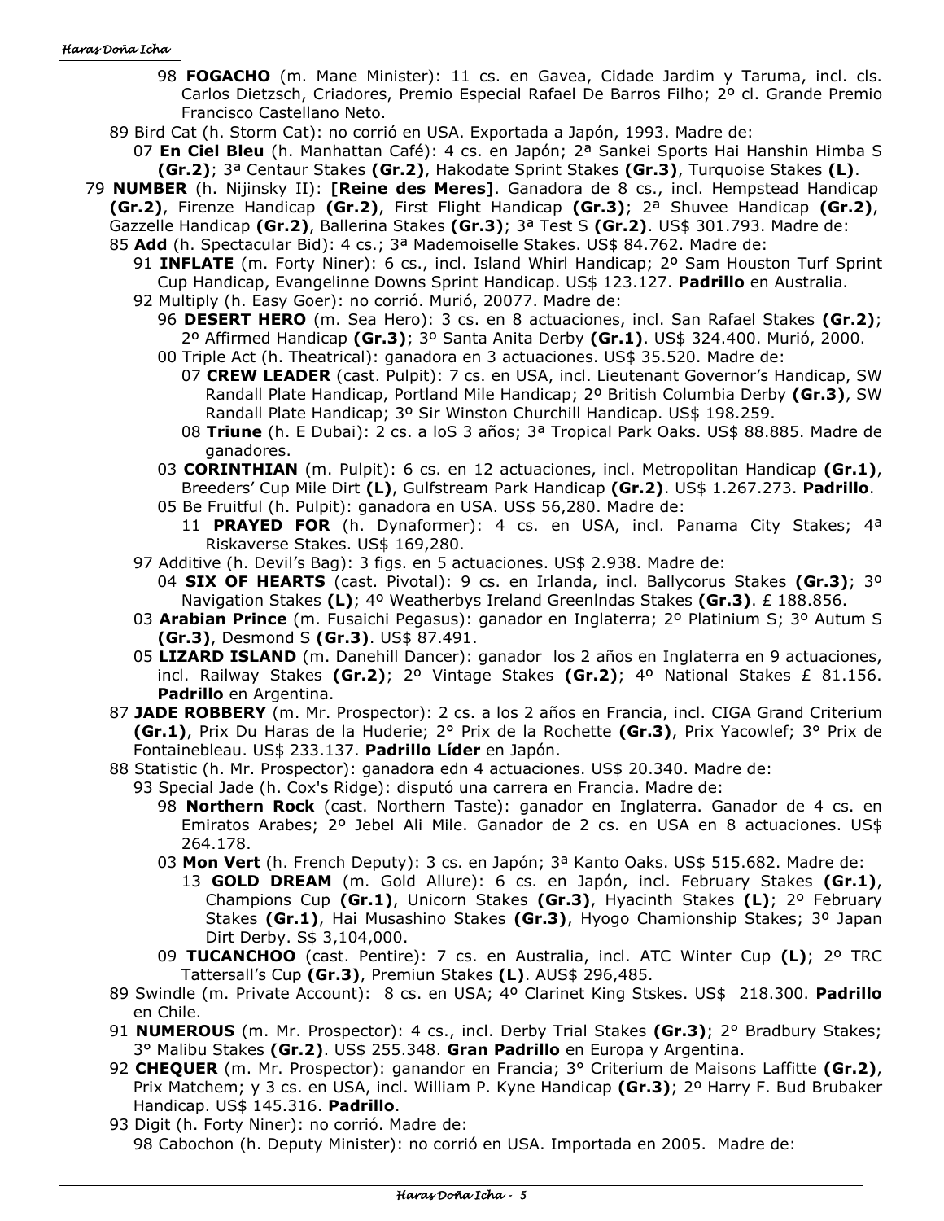98 **FOGACHO** (m. Mane Minister): 11 cs. en Gavea, Cidade Jardim y Taruma, incl. cls. Carlos Dietzsch, Criadores, Premio Especial Rafael De Barros Filho; 2º cl. Grande Premio Francisco Castellano Neto.

89 Bird Cat (h. Storm Cat): no corrió en USA. Exportada a Japón, 1993. Madre de:

07 **En Ciel Bleu** (h. Manhattan Café): 4 cs. en Japón; 2ª Sankei Sports Hai Hanshin Himba S **(Gr.2)**; 3ª Centaur Stakes **(Gr.2)**, Hakodate Sprint Stakes **(Gr.3)**, Turquoise Stakes **(L)**.

79 **NUMBER** (h. Nijinsky II): **[Reine des Meres]**. Ganadora de 8 cs., incl. Hempstead Handicap **(Gr.2)**, Firenze Handicap **(Gr.2)**, First Flight Handicap **(Gr.3)**; 2ª Shuvee Handicap **(Gr.2)**, Gazzelle Handicap **(Gr.2)**, Ballerina Stakes **(Gr.3)**; 3ª Test S **(Gr.2)**. US$ 301.793. Madre de:

85 **Add** (h. Spectacular Bid): 4 cs.; 3ª Mademoiselle Stakes. US$ 84.762. Madre de:

91 **INFLATE** (m. Forty Niner): 6 cs., incl. Island Whirl Handicap; 2º Sam Houston Turf Sprint Cup Handicap, Evangelinne Downs Sprint Handicap. US$ 123.127. **Padrillo** en Australia.

92 Multiply (h. Easy Goer): no corrió. Murió, 20077. Madre de:

96 **DESERT HERO** (m. Sea Hero): 3 cs. en 8 actuaciones, incl. San Rafael Stakes **(Gr.2)**; 2º Affirmed Handicap **(Gr.3)**; 3º Santa Anita Derby **(Gr.1)**. US$ 324.400. Murió, 2000.

00 Triple Act (h. Theatrical): ganadora en 3 actuaciones. US$ 35.520. Madre de:

07 **CREW LEADER** (cast. Pulpit): 7 cs. en USA, incl. Lieutenant Governor's Handicap, SW Randall Plate Handicap, Portland Mile Handicap; 2º British Columbia Derby **(Gr.3)**, SW Randall Plate Handicap; 3º Sir Winston Churchill Handicap. US$ 198.259.

08 **Triune** (h. E Dubai): 2 cs. a loS 3 años; 3ª Tropical Park Oaks. US$ 88.885. Madre de ganadores.

03 **CORINTHIAN** (m. Pulpit): 6 cs. en 12 actuaciones, incl. Metropolitan Handicap **(Gr.1)**, Breeders' Cup Mile Dirt **(L)**, Gulfstream Park Handicap **(Gr.2)**. US$ 1.267.273. **Padrillo**.

05 Be Fruitful (h. Pulpit): ganadora en USA. US$ 56,280. Madre de:

11 **PRAYED FOR** (h. Dynaformer): 4 cs. en USA, incl. Panama City Stakes; 4ª Riskaverse Stakes. US$ 169,280.

97 Additive (h. Devil's Bag): 3 figs. en 5 actuaciones. US$ 2.938. Madre de:

04 **SIX OF HEARTS** (cast. Pivotal): 9 cs. en Irlanda, incl. Ballycorus Stakes **(Gr.3)**; 3º Navigation Stakes **(L)**; 4º Weatherbys Ireland Greenlndas Stakes **(Gr.3)**. £ 188.856.

03 **Arabian Prince** (m. Fusaichi Pegasus): ganador en Inglaterra; 2º Platinium S; 3º Autum S **(Gr.3)**, Desmond S **(Gr.3)**. US$ 87.491.

05 **LIZARD ISLAND** (m. Danehill Dancer): ganador los 2 años en Inglaterra en 9 actuaciones, incl. Railway Stakes **(Gr.2)**; 2º Vintage Stakes **(Gr.2)**; 4º National Stakes £ 81.156. **Padrillo** en Argentina.

87 **JADE ROBBERY** (m. Mr. Prospector): 2 cs. a los 2 años en Francia, incl. CIGA Grand Criterium **(Gr.1)**, Prix Du Haras de la Huderie; 2° Prix de la Rochette **(Gr.3)**, Prix Yacowlef; 3° Prix de Fontainebleau. US$ 233.137. **Padrillo Líder** en Japón.

88 Statistic (h. Mr. Prospector): ganadora edn 4 actuaciones. US$ 20.340. Madre de:

93 Special Jade (h. Cox's Ridge): disputó una carrera en Francia. Madre de:

98 **Northern Rock** (cast. Northern Taste): ganador en Inglaterra. Ganador de 4 cs. en Emiratos Arabes; 2º Jebel Ali Mile. Ganador de 2 cs. en USA en 8 actuaciones. US$ 264.178.

03 **Mon Vert** (h. French Deputy): 3 cs. en Japón; 3ª Kanto Oaks. US$ 515.682. Madre de:

13 **GOLD DREAM** (m. Gold Allure): 6 cs. en Japón, incl. February Stakes **(Gr.1)**, Champions Cup **(Gr.1)**, Unicorn Stakes **(Gr.3)**, Hyacinth Stakes **(L)**; 2º February Stakes **(Gr.1)**, Hai Musashino Stakes **(Gr.3)**, Hyogo Chamionship Stakes; 3º Japan Dirt Derby. S$ 3,104,000.

09 **TUCANCHOO** (cast. Pentire): 7 cs. en Australia, incl. ATC Winter Cup **(L)**; 2º TRC Tattersall's Cup **(Gr.3)**, Premiun Stakes **(L)**. AUS$ 296,485.

89 Swindle (m. Private Account): 8 cs. en USA; 4º Clarinet King Stskes. US$ 218.300. **Padrillo** en Chile.

91 **NUMEROUS** (m. Mr. Prospector): 4 cs., incl. Derby Trial Stakes **(Gr.3)**; 2° Bradbury Stakes; 3° Malibu Stakes **(Gr.2)**. US$ 255.348. **Gran Padrillo** en Europa y Argentina.

92 **CHEQUER** (m. Mr. Prospector): ganandor en Francia; 3° Criterium de Maisons Laffitte **(Gr.2)**, Prix Matchem; y 3 cs. en USA, incl. William P. Kyne Handicap **(Gr.3)**; 2º Harry F. Bud Brubaker Handicap. US$ 145.316. **Padrillo**.

93 Digit (h. Forty Niner): no corrió. Madre de:

98 Cabochon (h. Deputy Minister): no corrió en USA. Importada en 2005. Madre de: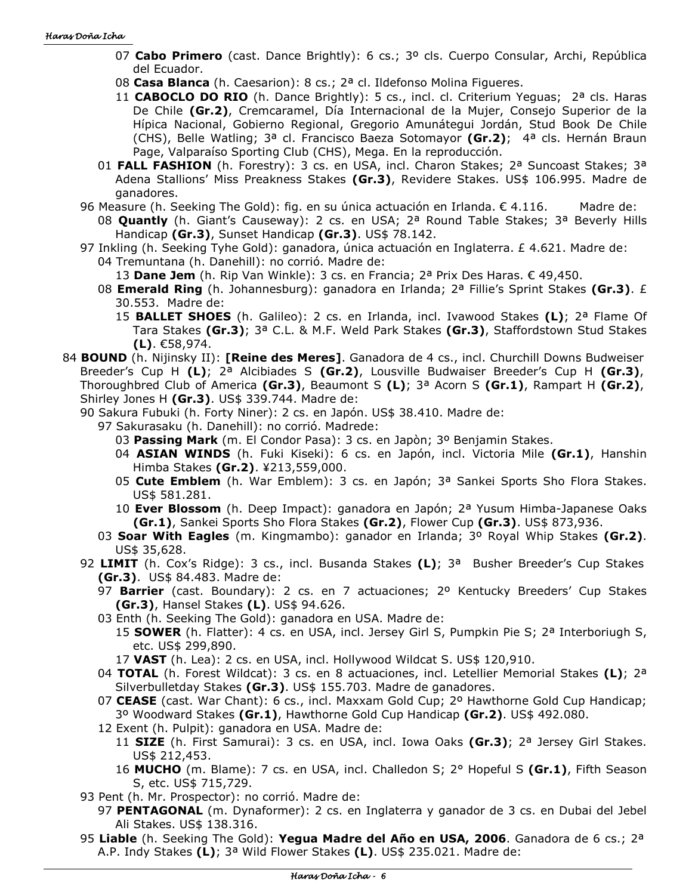- 07 **Cabo Primero** (cast. Dance Brightly): 6 cs.; 3º cls. Cuerpo Consular, Archi, República del Ecuador.
- 08 **Casa Blanca** (h. Caesarion): 8 cs.; 2ª cl. Ildefonso Molina Figueres.
- 11 **CABOCLO DO RIO** (h. Dance Brightly): 5 cs., incl. cl. Criterium Yeguas; 2ª cls. Haras De Chile **(Gr.2)**, Cremcaramel, Día Internacional de la Mujer, Consejo Superior de la Hípica Nacional, Gobierno Regional, Gregorio Amunátegui Jordán, Stud Book De Chile (CHS), Belle Watling; 3ª cl. Francisco Baeza Sotomayor **(Gr.2)**; 4ª cls. Hernán Braun Page, Valparaíso Sporting Club (CHS), Mega. En la reproducción.

01 **FALL FASHION** (h. Forestry): 3 cs. en USA, incl. Charon Stakes; 2ª Suncoast Stakes; 3ª Adena Stallions' Miss Preakness Stakes **(Gr.3)**, Revidere Stakes. US$ 106.995. Madre de ganadores.

96 Measure (h. Seeking The Gold): fig. en su única actuación en Irlanda. € 4.116. Madre de:
- 08 **Quantly** (h. Giant's Causeway): 2 cs. en USA; 2ª Round Table Stakes; 3ª Beverly Hills Handicap **(Gr.3)**, Sunset Handicap **(Gr.3)**. US$ 78.142.

97 Inkling (h. Seeking Tyhe Gold): ganadora, única actuación en Inglaterra. £ 4.621. Madre de:
- 04 Tremuntana (h. Danehill): no corrió. Madre de:
  - 13 **Dane Jem** (h. Rip Van Winkle): 3 cs. en Francia; 2ª Prix Des Haras. € 49,450.
- 08 **Emerald Ring** (h. Johannesburg): ganadora en Irlanda; 2ª Fillie's Sprint Stakes **(Gr.3)**. £ 30.553. Madre de:
  - 15 **BALLET SHOES** (h. Galileo): 2 cs. en Irlanda, incl. Ivawood Stakes **(L)**; 2ª Flame Of Tara Stakes **(Gr.3)**; 3ª C.L. & M.F. Weld Park Stakes **(Gr.3)**, Staffordstown Stud Stakes **(L)**. €58,974.

84 **BOUND** (h. Nijinsky II): **[Reine des Meres]**. Ganadora de 4 cs., incl. Churchill Downs Budweiser Breeder's Cup H **(L)**; 2ª Alcibiades S **(Gr.2)**, Lousville Budwaiser Breeder's Cup H **(Gr.3)**, Thoroughbred Club of America **(Gr.3)**, Beaumont S **(L)**; 3ª Acorn S **(Gr.1)**, Rampart H **(Gr.2)**, Shirley Jones H **(Gr.3)**. US$ 339.744. Madre de:

90 Sakura Fubuki (h. Forty Niner): 2 cs. en Japón. US$ 38.410. Madre de:
- 97 Sakurasaku (h. Danehill): no corrió. Madrede:
  - 03 **Passing Mark** (m. El Condor Pasa): 3 cs. en Japòn; 3º Benjamin Stakes.
  - 04 **ASIAN WINDS** (h. Fuki Kiseki): 6 cs. en Japón, incl. Victoria Mile **(Gr.1)**, Hanshin Himba Stakes **(Gr.2)**. ¥213,559,000.
  - 05 **Cute Emblem** (h. War Emblem): 3 cs. en Japón; 3ª Sankei Sports Sho Flora Stakes. US$ 581.281.
  - 10 **Ever Blossom** (h. Deep Impact): ganadora en Japón; 2ª Yusum Himba-Japanese Oaks **(Gr.1)**, Sankei Sports Sho Flora Stakes **(Gr.2)**, Flower Cup **(Gr.3)**. US$ 873,936.
- 03 **Soar With Eagles** (m. Kingmambo): ganador en Irlanda; 3º Royal Whip Stakes **(Gr.2)**. US$ 35,628.

92 **LIMIT** (h. Cox's Ridge): 3 cs., incl. Busanda Stakes **(L)**; 3ª Busher Breeder's Cup Stakes **(Gr.3)**. US$ 84.483. Madre de:
- 97 **Barrier** (cast. Boundary): 2 cs. en 7 actuaciones; 2º Kentucky Breeders' Cup Stakes **(Gr.3)**, Hansel Stakes **(L)**. US$ 94.626.
- 03 Enth (h. Seeking The Gold): ganadora en USA. Madre de:
  - 15 **SOWER** (h. Flatter): 4 cs. en USA, incl. Jersey Girl S, Pumpkin Pie S; 2ª Interboriugh S, etc. US$ 299,890.
  - 17 **VAST** (h. Lea): 2 cs. en USA, incl. Hollywood Wildcat S. US$ 120,910.
- 04 **TOTAL** (h. Forest Wildcat): 3 cs. en 8 actuaciones, incl. Letellier Memorial Stakes **(L)**; 2ª Silverbulletday Stakes **(Gr.3)**. US$ 155.703. Madre de ganadores.
- 07 **CEASE** (cast. War Chant): 6 cs., incl. Maxxam Gold Cup; 2º Hawthorne Gold Cup Handicap; 3º Woodward Stakes **(Gr.1)**, Hawthorne Gold Cup Handicap **(Gr.2)**. US$ 492.080.
- 12 Exent (h. Pulpit): ganadora en USA. Madre de:
  - 11 **SIZE** (h. First Samurai): 3 cs. en USA, incl. Iowa Oaks **(Gr.3)**; 2ª Jersey Girl Stakes. US$ 212,453.
  - 16 **MUCHO** (m. Blame): 7 cs. en USA, incl. Challedon S; 2° Hopeful S **(Gr.1)**, Fifth Season S, etc. US$ 715,729.

93 Pent (h. Mr. Prospector): no corrió. Madre de:
- 97 **PENTAGONAL** (m. Dynaformer): 2 cs. en Inglaterra y ganador de 3 cs. en Dubai del Jebel Ali Stakes. US$ 138.316.

95 **Liable** (h. Seeking The Gold): **Yegua Madre del Año en USA, 2006**. Ganadora de 6 cs.; 2ª A.P. Indy Stakes **(L)**; 3ª Wild Flower Stakes **(L)**. US$ 235.021. Madre de: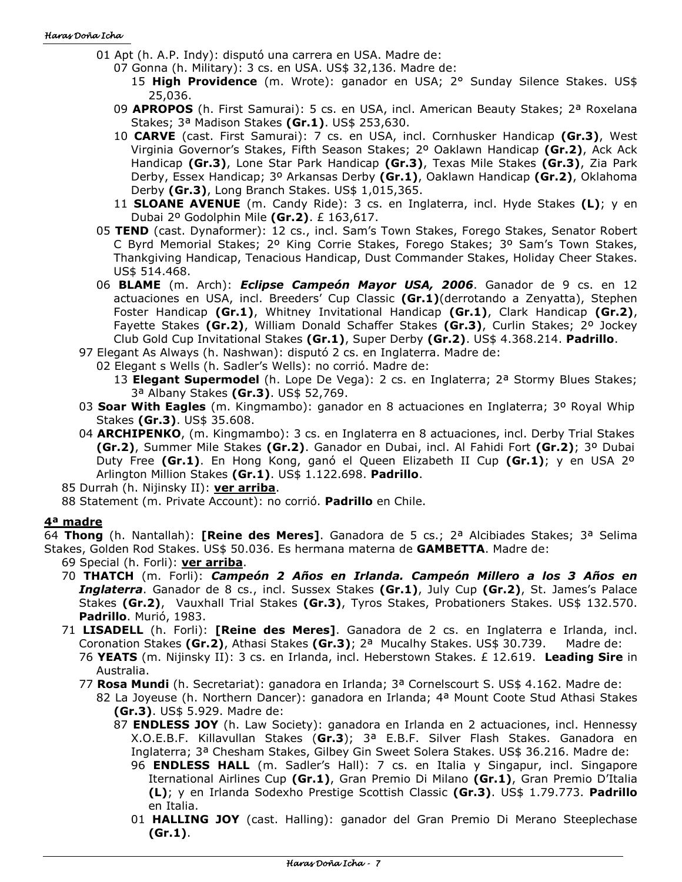01 Apt (h. A.P. Indy): disputó una carrera en USA. Madre de:

07 Gonna (h. Military): 3 cs. en USA. US$ 32,136. Madre de:

15 **High Providence** (m. Wrote): ganador en USA; 2° Sunday Silence Stakes. US$ 25,036.

09 **APROPOS** (h. First Samurai): 5 cs. en USA, incl. American Beauty Stakes; 2ª Roxelana Stakes; 3ª Madison Stakes **(Gr.1)**. US$ 253,630.

10 **CARVE** (cast. First Samurai): 7 cs. en USA, incl. Cornhusker Handicap **(Gr.3)**, West Virginia Governor's Stakes, Fifth Season Stakes; 2º Oaklawn Handicap **(Gr.2)**, Ack Ack Handicap **(Gr.3)**, Lone Star Park Handicap **(Gr.3)**, Texas Mile Stakes **(Gr.3)**, Zia Park Derby, Essex Handicap; 3º Arkansas Derby **(Gr.1)**, Oaklawn Handicap **(Gr.2)**, Oklahoma Derby **(Gr.3)**, Long Branch Stakes. US$ 1,015,365.

11 **SLOANE AVENUE** (m. Candy Ride): 3 cs. en Inglaterra, incl. Hyde Stakes **(L)**; y en Dubai 2º Godolphin Mile **(Gr.2)**. £ 163,617.

05 **TEND** (cast. Dynaformer): 12 cs., incl. Sam's Town Stakes, Forego Stakes, Senator Robert C Byrd Memorial Stakes; 2º King Corrie Stakes, Forego Stakes; 3º Sam's Town Stakes, Thankgiving Handicap, Tenacious Handicap, Dust Commander Stakes, Holiday Cheer Stakes. US$ 514.468.

06 **BLAME** (m. Arch): ***Eclipse Campeón Mayor USA, 2006***. Ganador de 9 cs. en 12 actuaciones en USA, incl. Breeders' Cup Classic **(Gr.1)**(derrotando a Zenyatta), Stephen Foster Handicap **(Gr.1)**, Whitney Invitational Handicap **(Gr.1)**, Clark Handicap **(Gr.2)**, Fayette Stakes **(Gr.2)**, William Donald Schaffer Stakes **(Gr.3)**, Curlin Stakes; 2º Jockey Club Gold Cup Invitational Stakes **(Gr.1)**, Super Derby **(Gr.2)**. US$ 4.368.214. **Padrillo**.

97 Elegant As Always (h. Nashwan): disputó 2 cs. en Inglaterra. Madre de:

02 Elegant s Wells (h. Sadler's Wells): no corrió. Madre de:

13 **Elegant Supermodel** (h. Lope De Vega): 2 cs. en Inglaterra; 2ª Stormy Blues Stakes; 3ª Albany Stakes **(Gr.3)**. US$ 52,769.

03 **Soar With Eagles** (m. Kingmambo): ganador en 8 actuaciones en Inglaterra; 3º Royal Whip Stakes **(Gr.3)**. US$ 35.608.

04 **ARCHIPENKO**, (m. Kingmambo): 3 cs. en Inglaterra en 8 actuaciones, incl. Derby Trial Stakes **(Gr.2)**, Summer Mile Stakes **(Gr.2)**. Ganador en Dubai, incl. Al Fahidi Fort **(Gr.2)**; 3º Dubai Duty Free **(Gr.1)**. En Hong Kong, ganó el Queen Elizabeth II Cup **(Gr.1)**; y en USA 2º Arlington Million Stakes **(Gr.1)**. US$ 1.122.698. **Padrillo**.

85 Durrah (h. Nijinsky II): **ver arriba**.

88 Statement (m. Private Account): no corrió. **Padrillo** en Chile.

## 4ª madre

64 **Thong** (h. Nantallah): **[Reine des Meres]**. Ganadora de 5 cs.; 2ª Alcibiades Stakes; 3ª Selima Stakes, Golden Rod Stakes. US$ 50.036. Es hermana materna de **GAMBETTA**. Madre de:

69 Special (h. Forli): **ver arriba**.

70 **THATCH** (m. Forli): ***Campeón 2 Años en Irlanda. Campeón Millero a los 3 Años en Inglaterra***. Ganador de 8 cs., incl. Sussex Stakes **(Gr.1)**, July Cup **(Gr.2)**, St. James's Palace Stakes **(Gr.2)**, Vauxhall Trial Stakes **(Gr.3)**, Tyros Stakes, Probationers Stakes. US$ 132.570. **Padrillo**. Murió, 1983.

71 **LISADELL** (h. Forli): **[Reine des Meres]**. Ganadora de 2 cs. en Inglaterra e Irlanda, incl. Coronation Stakes **(Gr.2)**, Athasi Stakes **(Gr.3)**; 2ª Mucalhy Stakes. US$ 30.739. Madre de:

76 **YEATS** (m. Nijinsky II): 3 cs. en Irlanda, incl. Heberstown Stakes. £ 12.619. **Leading Sire** in Australia.

77 **Rosa Mundi** (h. Secretariat): ganadora en Irlanda; 3ª Cornelscourt S. US$ 4.162. Madre de:

82 La Joyeuse (h. Northern Dancer): ganadora en Irlanda; 4ª Mount Coote Stud Athasi Stakes **(Gr.3)**. US$ 5.929. Madre de:

87 **ENDLESS JOY** (h. Law Society): ganadora en Irlanda en 2 actuaciones, incl. Hennessy X.O.E.B.F. Killavullan Stakes (**Gr.3**); 3ª E.B.F. Silver Flash Stakes. Ganadora en Inglaterra; 3ª Chesham Stakes, Gilbey Gin Sweet Solera Stakes. US$ 36.216. Madre de:

96 **ENDLESS HALL** (m. Sadler's Hall): 7 cs. en Italia y Singapur, incl. Singapore Iternational Airlines Cup **(Gr.1)**, Gran Premio Di Milano **(Gr.1)**, Gran Premio D'Italia **(L)**; y en Irlanda Sodexho Prestige Scottish Classic **(Gr.3)**. US$ 1.79.773. **Padrillo** en Italia.

01 **HALLING JOY** (cast. Halling): ganador del Gran Premio Di Merano Steeplechase **(Gr.1)**.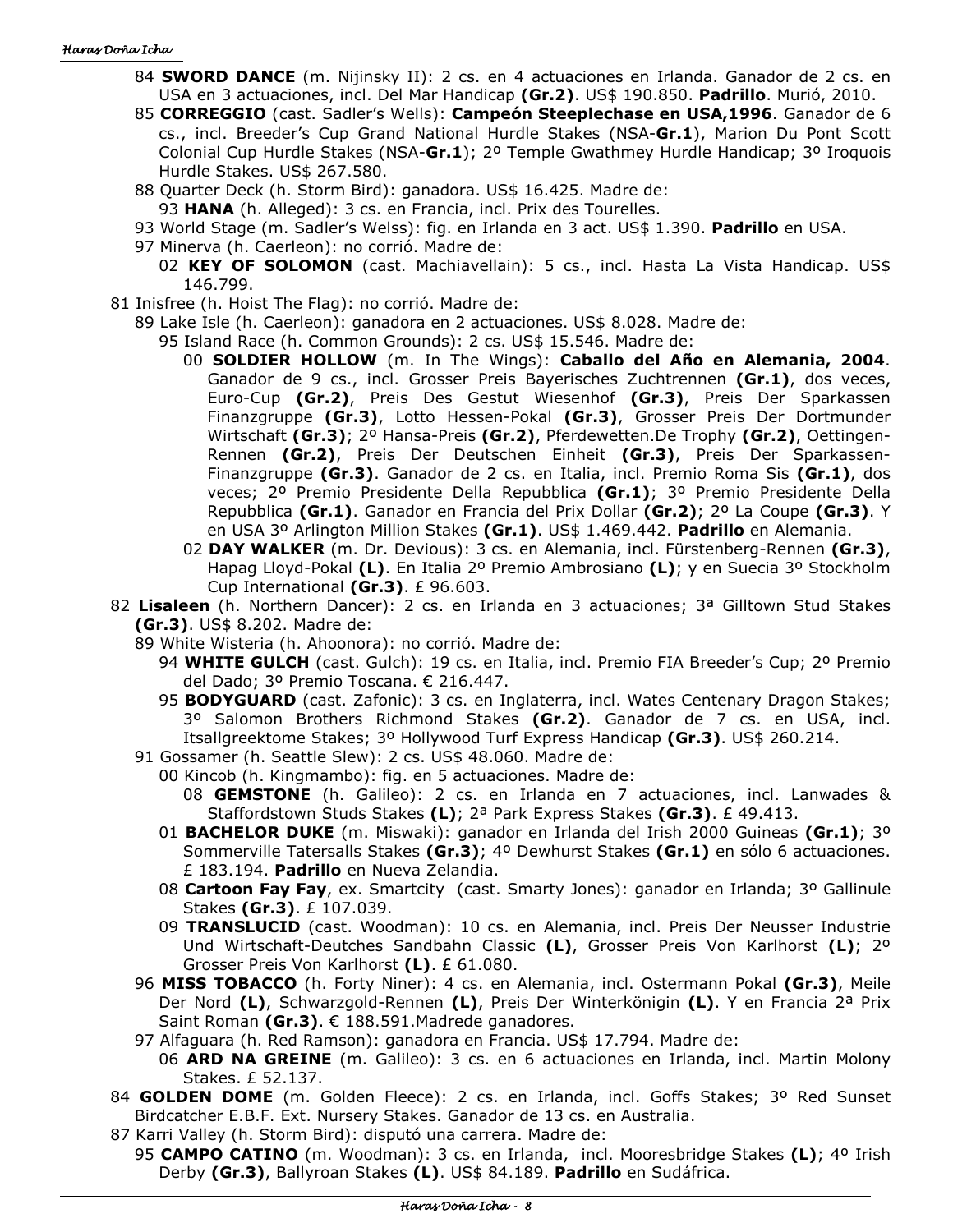- 84 **SWORD DANCE** (m. Nijinsky II): 2 cs. en 4 actuaciones en Irlanda. Ganador de 2 cs. en USA en 3 actuaciones, incl. Del Mar Handicap **(Gr.2)**. US$ 190.850. **Padrillo**. Murió, 2010.
- 85 **CORREGGIO** (cast. Sadler's Wells): **Campeón Steeplechase en USA,1996**. Ganador de 6 cs., incl. Breeder's Cup Grand National Hurdle Stakes (NSA-**Gr.1**), Marion Du Pont Scott Colonial Cup Hurdle Stakes (NSA-**Gr.1**); 2º Temple Gwathmey Hurdle Handicap; 3º Iroquois Hurdle Stakes. US$ 267.580.
- 88 Quarter Deck (h. Storm Bird): ganadora. US$ 16.425. Madre de:
  - 93 **HANA** (h. Alleged): 3 cs. en Francia, incl. Prix des Tourelles.
- 93 World Stage (m. Sadler's Welss): fig. en Irlanda en 3 act. US$ 1.390. **Padrillo** en USA.
- 97 Minerva (h. Caerleon): no corrió. Madre de:
  - 02 **KEY OF SOLOMON** (cast. Machiavellain): 5 cs., incl. Hasta La Vista Handicap. US$ 146.799.

81 Inisfree (h. Hoist The Flag): no corrió. Madre de:
- 89 Lake Isle (h. Caerleon): ganadora en 2 actuaciones. US$ 8.028. Madre de:
  - 95 Island Race (h. Common Grounds): 2 cs. US$ 15.546. Madre de:
    - 00 **SOLDIER HOLLOW** (m. In The Wings): **Caballo del Año en Alemania, 2004**. Ganador de 9 cs., incl. Grosser Preis Bayerisches Zuchtrennen **(Gr.1)**, dos veces, Euro-Cup **(Gr.2)**, Preis Des Gestut Wiesenhof **(Gr.3)**, Preis Der Sparkassen Finanzgruppe **(Gr.3)**, Lotto Hessen-Pokal **(Gr.3)**, Grosser Preis Der Dortmunder Wirtschaft **(Gr.3)**; 2º Hansa-Preis **(Gr.2)**, Pferdewetten.De Trophy **(Gr.2)**, Oettingen-Rennen **(Gr.2)**, Preis Der Deutschen Einheit **(Gr.3)**, Preis Der Sparkassen-Finanzgruppe **(Gr.3)**. Ganador de 2 cs. en Italia, incl. Premio Roma Sis **(Gr.1)**, dos veces; 2º Premio Presidente Della Repubblica **(Gr.1)**; 3º Premio Presidente Della Repubblica **(Gr.1)**. Ganador en Francia del Prix Dollar **(Gr.2)**; 2º La Coupe **(Gr.3)**. Y en USA 3º Arlington Million Stakes **(Gr.1)**. US$ 1.469.442. **Padrillo** en Alemania.
    - 02 **DAY WALKER** (m. Dr. Devious): 3 cs. en Alemania, incl. Fürstenberg-Rennen **(Gr.3)**, Hapag Lloyd-Pokal **(L)**. En Italia 2º Premio Ambrosiano **(L)**; y en Suecia 3º Stockholm Cup International **(Gr.3)**. £ 96.603.

82 **Lisaleen** (h. Northern Dancer): 2 cs. en Irlanda en 3 actuaciones; 3ª Gilltown Stud Stakes **(Gr.3)**. US$ 8.202. Madre de:
- 89 White Wisteria (h. Ahoonora): no corrió. Madre de:
  - 94 **WHITE GULCH** (cast. Gulch): 19 cs. en Italia, incl. Premio FIA Breeder's Cup; 2º Premio del Dado; 3º Premio Toscana. € 216.447.
  - 95 **BODYGUARD** (cast. Zafonic): 3 cs. en Inglaterra, incl. Wates Centenary Dragon Stakes; 3º Salomon Brothers Richmond Stakes **(Gr.2)**. Ganador de 7 cs. en USA, incl. Itsallgreektome Stakes; 3º Hollywood Turf Express Handicap **(Gr.3)**. US$ 260.214.
- 91 Gossamer (h. Seattle Slew): 2 cs. US$ 48.060. Madre de:
  - 00 Kincob (h. Kingmambo): fig. en 5 actuaciones. Madre de:
    - 08 **GEMSTONE** (h. Galileo): 2 cs. en Irlanda en 7 actuaciones, incl. Lanwades & Staffordstown Studs Stakes **(L)**; 2ª Park Express Stakes **(Gr.3)**. £ 49.413.
  - 01 **BACHELOR DUKE** (m. Miswaki): ganador en Irlanda del Irish 2000 Guineas **(Gr.1)**; 3º Sommerville Tatersalls Stakes **(Gr.3)**; 4º Dewhurst Stakes **(Gr.1)** en sólo 6 actuaciones. £ 183.194. **Padrillo** en Nueva Zelandia.
  - 08 **Cartoon Fay Fay**, ex. Smartcity (cast. Smarty Jones): ganador en Irlanda; 3º Gallinule Stakes **(Gr.3)**. £ 107.039.
  - 09 **TRANSLUCID** (cast. Woodman): 10 cs. en Alemania, incl. Preis Der Neusser Industrie Und Wirtschaft-Deutches Sandbahn Classic **(L)**, Grosser Preis Von Karlhorst **(L)**; 2º Grosser Preis Von Karlhorst **(L)**. £ 61.080.
- 96 **MISS TOBACCO** (h. Forty Niner): 4 cs. en Alemania, incl. Ostermann Pokal **(Gr.3)**, Meile Der Nord **(L)**, Schwarzgold-Rennen **(L)**, Preis Der Winterkönigin **(L)**. Y en Francia 2ª Prix Saint Roman **(Gr.3)**. € 188.591.Madrede ganadores.
- 97 Alfaguara (h. Red Ramson): ganadora en Francia. US$ 17.794. Madre de:
  - 06 **ARD NA GREINE** (m. Galileo): 3 cs. en 6 actuaciones en Irlanda, incl. Martin Molony Stakes. £ 52.137.

84 **GOLDEN DOME** (m. Golden Fleece): 2 cs. en Irlanda, incl. Goffs Stakes; 3º Red Sunset Birdcatcher E.B.F. Ext. Nursery Stakes. Ganador de 13 cs. en Australia.

87 Karri Valley (h. Storm Bird): disputó una carrera. Madre de:
- 95 **CAMPO CATINO** (m. Woodman): 3 cs. en Irlanda, incl. Mooresbridge Stakes **(L)**; 4º Irish Derby **(Gr.3)**, Ballyroan Stakes **(L)**. US$ 84.189. **Padrillo** en Sudáfrica.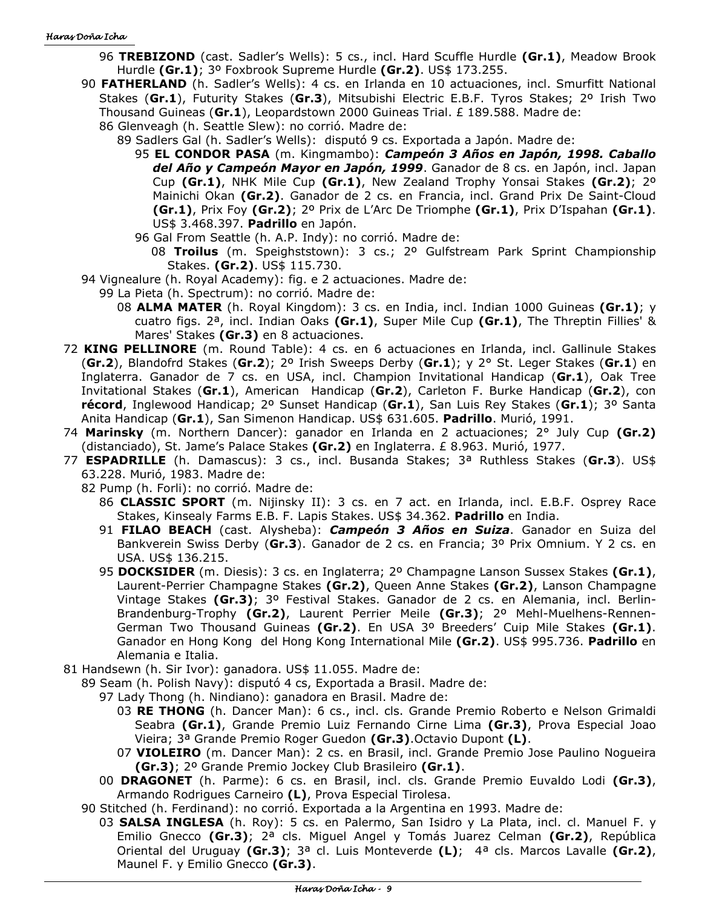96 **TREBIZOND** (cast. Sadler's Wells): 5 cs., incl. Hard Scuffle Hurdle **(Gr.1)**, Meadow Brook Hurdle **(Gr.1)**; 3º Foxbrook Supreme Hurdle **(Gr.2)**. US$ 173.255.

90 **FATHERLAND** (h. Sadler's Wells): 4 cs. en Irlanda en 10 actuaciones, incl. Smurfitt National Stakes (**Gr.1**), Futurity Stakes (**Gr.3**), Mitsubishi Electric E.B.F. Tyros Stakes; 2º Irish Two Thousand Guineas (**Gr.1**), Leopardstown 2000 Guineas Trial. £ 189.588. Madre de:

86 Glenveagh (h. Seattle Slew): no corrió. Madre de:

89 Sadlers Gal (h. Sadler's Wells): disputó 9 cs. Exportada a Japón. Madre de:

95 **EL CONDOR PASA** (m. Kingmambo): ***Campeón 3 Años en Japón, 1998. Caballo del Año y Campeón Mayor en Japón, 1999***. Ganador de 8 cs. en Japón, incl. Japan Cup **(Gr.1)**, NHK Mile Cup **(Gr.1)**, New Zealand Trophy Yonsai Stakes **(Gr.2)**; 2º Mainichi Okan **(Gr.2)**. Ganador de 2 cs. en Francia, incl. Grand Prix De Saint-Cloud **(Gr.1)**, Prix Foy **(Gr.2)**; 2º Prix de L'Arc De Triomphe **(Gr.1)**, Prix D'Ispahan **(Gr.1)**. US$ 3.468.397. **Padrillo** en Japón.

96 Gal From Seattle (h. A.P. Indy): no corrió. Madre de:

08 **Troilus** (m. Speighststown): 3 cs.; 2º Gulfstream Park Sprint Championship Stakes. **(Gr.2)**. US$ 115.730.

94 Vignealure (h. Royal Academy): fig. e 2 actuaciones. Madre de:

99 La Pieta (h. Spectrum): no corrió. Madre de:

08 **ALMA MATER** (h. Royal Kingdom): 3 cs. en India, incl. Indian 1000 Guineas **(Gr.1)**; y cuatro figs. 2ª, incl. Indian Oaks **(Gr.1)**, Super Mile Cup **(Gr.1)**, The Threptin Fillies' & Mares' Stakes **(Gr.3)** en 8 actuaciones.

72 **KING PELLINORE** (m. Round Table): 4 cs. en 6 actuaciones en Irlanda, incl. Gallinule Stakes (**Gr.2**), Blandofrd Stakes (**Gr.2**); 2º Irish Sweeps Derby (**Gr.1**); y 2° St. Leger Stakes (**Gr.1**) en Inglaterra. Ganador de 7 cs. en USA, incl. Champion Invitational Handicap (**Gr.1**), Oak Tree Invitational Stakes (**Gr.1**), American Handicap (**Gr.2**), Carleton F. Burke Handicap (**Gr.2**), con **récord**, Inglewood Handicap; 2º Sunset Handicap (**Gr.1**), San Luis Rey Stakes (**Gr.1**); 3º Santa Anita Handicap (**Gr.1**), San Simenon Handicap. US$ 631.605. **Padrillo**. Murió, 1991.

74 **Marinsky** (m. Northern Dancer): ganador en Irlanda en 2 actuaciones; 2° July Cup **(Gr.2)** (distanciado), St. Jame's Palace Stakes **(Gr.2)** en Inglaterra. £ 8.963. Murió, 1977.

77 **ESPADRILLE** (h. Damascus): 3 cs., incl. Busanda Stakes; 3ª Ruthless Stakes (**Gr.3**). US$ 63.228. Murió, 1983. Madre de:

82 Pump (h. Forli): no corrió. Madre de:

86 **CLASSIC SPORT** (m. Nijinsky II): 3 cs. en 7 act. en Irlanda, incl. E.B.F. Osprey Race Stakes, Kinsealy Farms E.B. F. Lapis Stakes. US$ 34.362. **Padrillo** en India.

91 **FILAO BEACH** (cast. Alysheba): ***Campeón 3 Años en Suiza***. Ganador en Suiza del Bankverein Swiss Derby (**Gr.3**). Ganador de 2 cs. en Francia; 3º Prix Omnium. Y 2 cs. en USA. US$ 136.215.

95 **DOCKSIDER** (m. Diesis): 3 cs. en Inglaterra; 2º Champagne Lanson Sussex Stakes **(Gr.1)**, Laurent-Perrier Champagne Stakes **(Gr.2)**, Queen Anne Stakes **(Gr.2)**, Lanson Champagne Vintage Stakes **(Gr.3)**; 3º Festival Stakes. Ganador de 2 cs. en Alemania, incl. Berlin-Brandenburg-Trophy **(Gr.2)**, Laurent Perrier Meile **(Gr.3)**; 2º Mehl-Muelhens-Rennen-German Two Thousand Guineas **(Gr.2)**. En USA 3º Breeders' Cuip Mile Stakes **(Gr.1)**. Ganador en Hong Kong del Hong Kong International Mile **(Gr.2)**. US$ 995.736. **Padrillo** en Alemania e Italia.

81 Handsewn (h. Sir Ivor): ganadora. US$ 11.055. Madre de:

89 Seam (h. Polish Navy): disputó 4 cs, Exportada a Brasil. Madre de:

97 Lady Thong (h. Nindiano): ganadora en Brasil. Madre de:

03 **RE THONG** (h. Dancer Man): 6 cs., incl. cls. Grande Premio Roberto e Nelson Grimaldi Seabra **(Gr.1)**, Grande Premio Luiz Fernando Cirne Lima **(Gr.3)**, Prova Especial Joao Vieira; 3ª Grande Premio Roger Guedon **(Gr.3)**.Octavio Dupont **(L)**.

07 **VIOLEIRO** (m. Dancer Man): 2 cs. en Brasil, incl. Grande Premio Jose Paulino Nogueira **(Gr.3)**; 2º Grande Premio Jockey Club Brasileiro **(Gr.1)**.

00 **DRAGONET** (h. Parme): 6 cs. en Brasil, incl. cls. Grande Premio Euvaldo Lodi **(Gr.3)**, Armando Rodrigues Carneiro **(L)**, Prova Especial Tirolesa.

90 Stitched (h. Ferdinand): no corrió. Exportada a la Argentina en 1993. Madre de:

03 **SALSA INGLESA** (h. Roy): 5 cs. en Palermo, San Isidro y La Plata, incl. cl. Manuel F. y Emilio Gnecco **(Gr.3)**; 2ª cls. Miguel Angel y Tomás Juarez Celman **(Gr.2)**, República Oriental del Uruguay **(Gr.3)**; 3ª cl. Luis Monteverde **(L)**; 4ª cls. Marcos Lavalle **(Gr.2)**, Maunel F. y Emilio Gnecco **(Gr.3)**.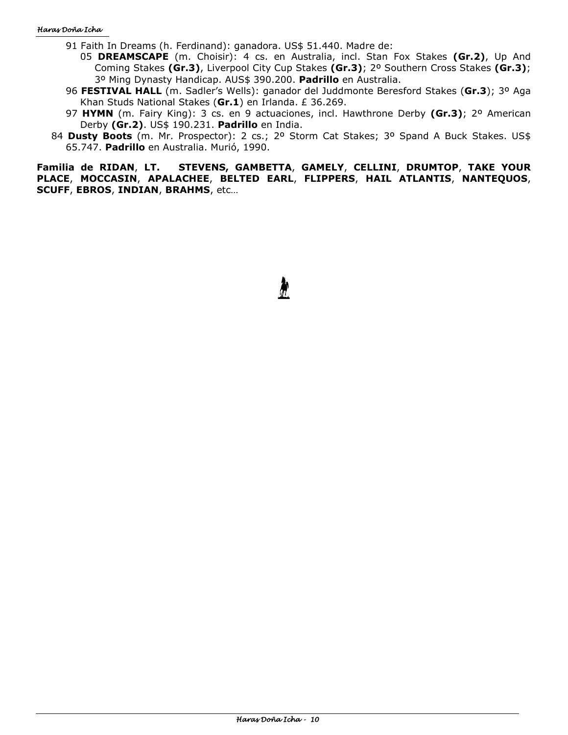91 Faith In Dreams (h. Ferdinand): ganadora. US$ 51.440. Madre de:

05 **DREAMSCAPE** (m. Choisir): 4 cs. en Australia, incl. Stan Fox Stakes **(Gr.2)**, Up And Coming Stakes **(Gr.3)**, Liverpool City Cup Stakes **(Gr.3)**; 2º Southern Cross Stakes **(Gr.3)**; 3º Ming Dynasty Handicap. AUS$ 390.200. **Padrillo** en Australia.

96 **FESTIVAL HALL** (m. Sadler's Wells): ganador del Juddmonte Beresford Stakes (**Gr.3**); 3º Aga Khan Studs National Stakes (**Gr.1**) en Irlanda. £ 36.269.

97 **HYMN** (m. Fairy King): 3 cs. en 9 actuaciones, incl. Hawthrone Derby **(Gr.3)**; 2º American Derby **(Gr.2)**. US$ 190.231. **Padrillo** en India.

84 **Dusty Boots** (m. Mr. Prospector): 2 cs.; 2º Storm Cat Stakes; 3º Spand A Buck Stakes. US$ 65.747. **Padrillo** en Australia. Murió, 1990.

**Familia de RIDAN**, **LT. STEVENS, GAMBETTA**, **GAMELY**, **CELLINI**, **DRUMTOP**, **TAKE YOUR PLACE**, **MOCCASIN**, **APALACHEE**, **BELTED EARL**, **FLIPPERS**, **HAIL ATLANTIS**, **NANTEQUOS**, **SCUFF**, **EBROS**, **INDIAN**, **BRAHMS**, etc…